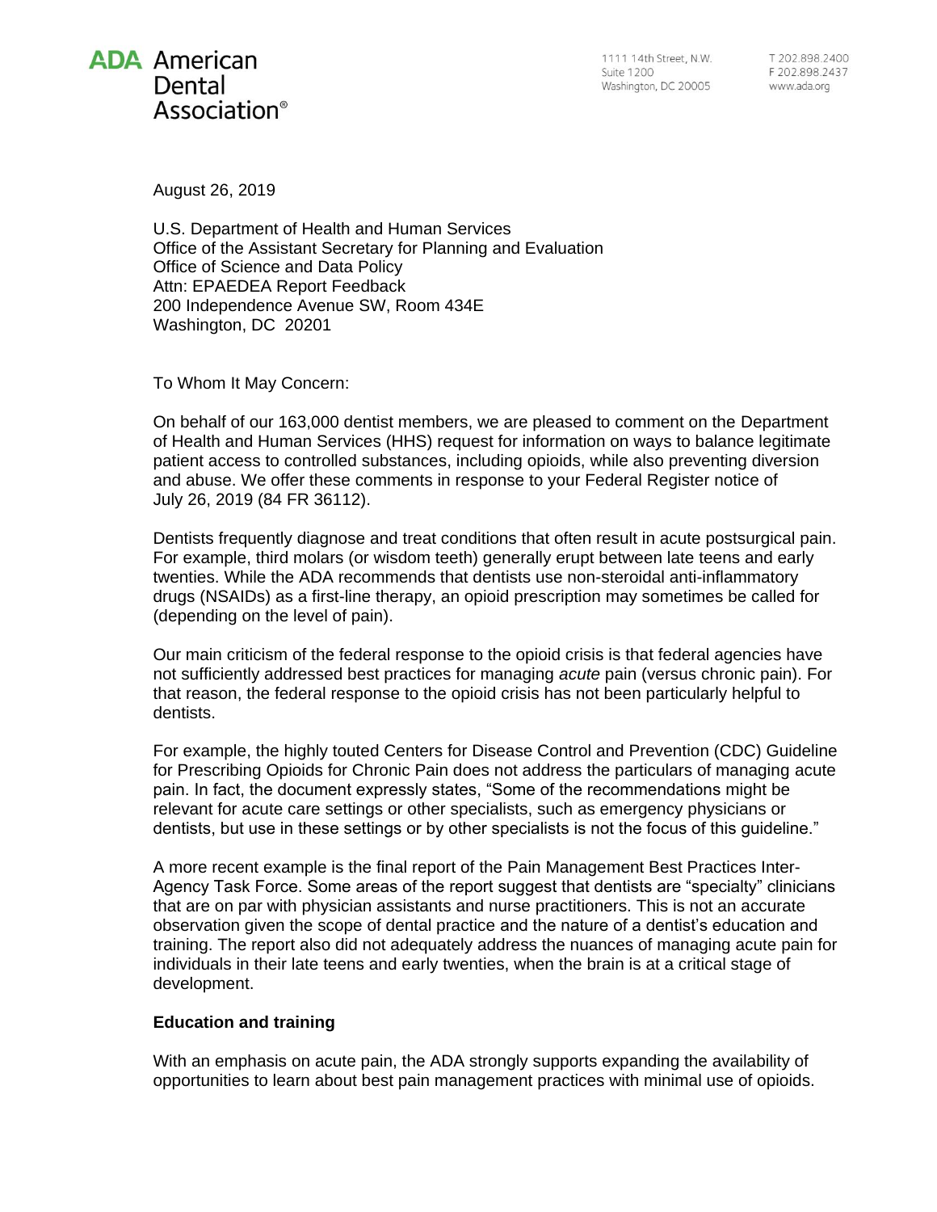**ADA** American Dental Association®

1111 14th Street, N.W.
Suite 1200
Washington, DC 20005

T 202.898.2400
F 202.898.2437
www.ada.org

August 26, 2019

U.S. Department of Health and Human Services
Office of the Assistant Secretary for Planning and Evaluation
Office of Science and Data Policy
Attn: EPAEDEA Report Feedback
200 Independence Avenue SW, Room 434E
Washington, DC 20201

To Whom It May Concern:

On behalf of our 163,000 dentist members, we are pleased to comment on the Department of Health and Human Services (HHS) request for information on ways to balance legitimate patient access to controlled substances, including opioids, while also preventing diversion and abuse. We offer these comments in response to your Federal Register notice of July 26, 2019 (84 FR 36112).

Dentists frequently diagnose and treat conditions that often result in acute postsurgical pain. For example, third molars (or wisdom teeth) generally erupt between late teens and early twenties. While the ADA recommends that dentists use non-steroidal anti-inflammatory drugs (NSAIDs) as a first-line therapy, an opioid prescription may sometimes be called for (depending on the level of pain).

Our main criticism of the federal response to the opioid crisis is that federal agencies have not sufficiently addressed best practices for managing *acute* pain (versus chronic pain). For that reason, the federal response to the opioid crisis has not been particularly helpful to dentists.

For example, the highly touted Centers for Disease Control and Prevention (CDC) Guideline for Prescribing Opioids for Chronic Pain does not address the particulars of managing acute pain. In fact, the document expressly states, "Some of the recommendations might be relevant for acute care settings or other specialists, such as emergency physicians or dentists, but use in these settings or by other specialists is not the focus of this guideline."

A more recent example is the final report of the Pain Management Best Practices Inter-Agency Task Force. Some areas of the report suggest that dentists are "specialty" clinicians that are on par with physician assistants and nurse practitioners. This is not an accurate observation given the scope of dental practice and the nature of a dentist's education and training. The report also did not adequately address the nuances of managing acute pain for individuals in their late teens and early twenties, when the brain is at a critical stage of development.

**Education and training**

With an emphasis on acute pain, the ADA strongly supports expanding the availability of opportunities to learn about best pain management practices with minimal use of opioids.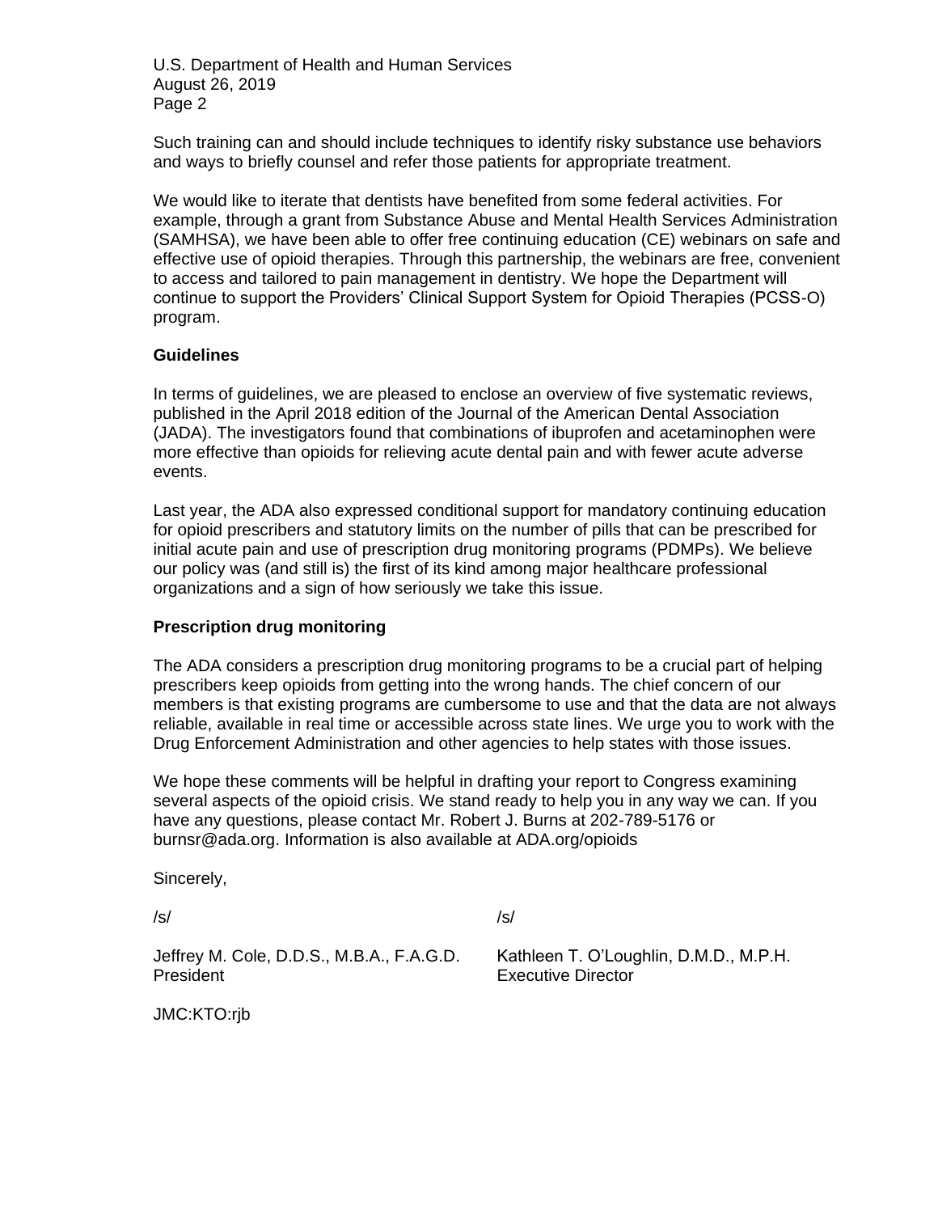Such training can and should include techniques to identify risky substance use behaviors and ways to briefly counsel and refer those patients for appropriate treatment.

We would like to iterate that dentists have benefited from some federal activities. For example, through a grant from Substance Abuse and Mental Health Services Administration (SAMHSA), we have been able to offer free continuing education (CE) webinars on safe and effective use of opioid therapies. Through this partnership, the webinars are free, convenient to access and tailored to pain management in dentistry. We hope the Department will continue to support the Providers' Clinical Support System for Opioid Therapies (PCSS-O) program.

**Guidelines**

In terms of guidelines, we are pleased to enclose an overview of five systematic reviews, published in the April 2018 edition of the Journal of the American Dental Association (JADA). The investigators found that combinations of ibuprofen and acetaminophen were more effective than opioids for relieving acute dental pain and with fewer acute adverse events.

Last year, the ADA also expressed conditional support for mandatory continuing education for opioid prescribers and statutory limits on the number of pills that can be prescribed for initial acute pain and use of prescription drug monitoring programs (PDMPs). We believe our policy was (and still is) the first of its kind among major healthcare professional organizations and a sign of how seriously we take this issue.

**Prescription drug monitoring**

The ADA considers a prescription drug monitoring programs to be a crucial part of helping prescribers keep opioids from getting into the wrong hands. The chief concern of our members is that existing programs are cumbersome to use and that the data are not always reliable, available in real time or accessible across state lines. We urge you to work with the Drug Enforcement Administration and other agencies to help states with those issues.

We hope these comments will be helpful in drafting your report to Congress examining several aspects of the opioid crisis. We stand ready to help you in any way we can. If you have any questions, please contact Mr. Robert J. Burns at 202-789-5176 or burnsr@ada.org. Information is also available at ADA.org/opioids

Sincerely,

/s/

Jeffrey M. Cole, D.D.S., M.B.A., F.A.G.D.
President

/s/

Kathleen T. O'Loughlin, D.M.D., M.P.H.
Executive Director

JMC:KTO:rjb